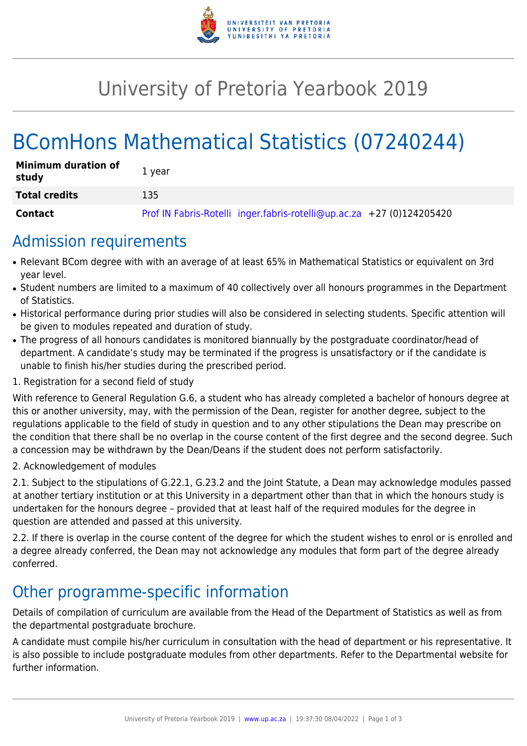# University of Pretoria Yearbook 2019

# BComHons Mathematical Statistics (07240244)

| | |
|---|---|
| **Minimum duration of study** | 1 year |
| **Total credits** | 135 |
| **Contact** | Prof IN Fabris-Rotelli inger.fabris-rotelli@up.ac.za +27 (0)124205420 |

## Admission requirements

- Relevant BCom degree with with an average of at least 65% in Mathematical Statistics or equivalent on 3rd year level.
- Student numbers are limited to a maximum of 40 collectively over all honours programmes in the Department of Statistics.
- Historical performance during prior studies will also be considered in selecting students. Specific attention will be given to modules repeated and duration of study.
- The progress of all honours candidates is monitored biannually by the postgraduate coordinator/head of department. A candidate's study may be terminated if the progress is unsatisfactory or if the candidate is unable to finish his/her studies during the prescribed period.

1. Registration for a second field of study

With reference to General Regulation G.6, a student who has already completed a bachelor of honours degree at this or another university, may, with the permission of the Dean, register for another degree, subject to the regulations applicable to the field of study in question and to any other stipulations the Dean may prescribe on the condition that there shall be no overlap in the course content of the first degree and the second degree. Such a concession may be withdrawn by the Dean/Deans if the student does not perform satisfactorily.

2. Acknowledgement of modules

2.1. Subject to the stipulations of G.22.1, G.23.2 and the Joint Statute, a Dean may acknowledge modules passed at another tertiary institution or at this University in a department other than that in which the honours study is undertaken for the honours degree – provided that at least half of the required modules for the degree in question are attended and passed at this university.

2.2. If there is overlap in the course content of the degree for which the student wishes to enrol or is enrolled and a degree already conferred, the Dean may not acknowledge any modules that form part of the degree already conferred.

## Other programme-specific information

Details of compilation of curriculum are available from the Head of the Department of Statistics as well as from the departmental postgraduate brochure.

A candidate must compile his/her curriculum in consultation with the head of department or his representative. It is also possible to include postgraduate modules from other departments. Refer to the Departmental website for further information.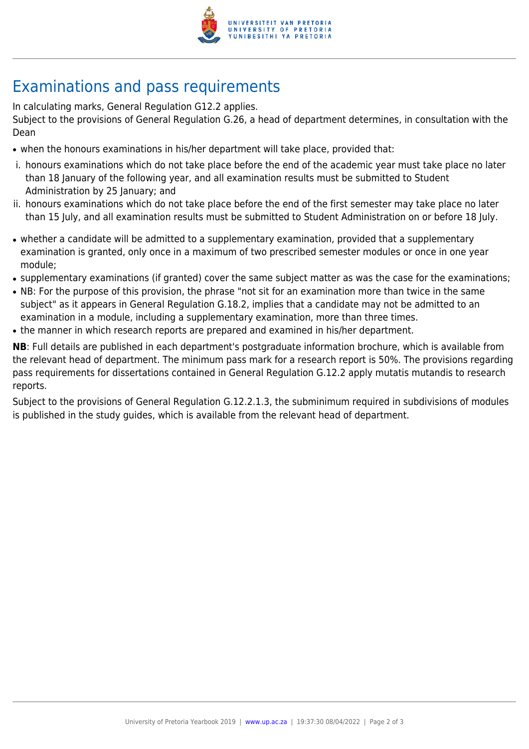# Examinations and pass requirements

In calculating marks, General Regulation G12.2 applies.

Subject to the provisions of General Regulation G.26, a head of department determines, in consultation with the Dean

- when the honours examinations in his/her department will take place, provided that:

i. honours examinations which do not take place before the end of the academic year must take place no later than 18 January of the following year, and all examination results must be submitted to Student Administration by 25 January; and

ii. honours examinations which do not take place before the end of the first semester may take place no later than 15 July, and all examination results must be submitted to Student Administration on or before 18 July.

- whether a candidate will be admitted to a supplementary examination, provided that a supplementary examination is granted, only once in a maximum of two prescribed semester modules or once in one year module;
- supplementary examinations (if granted) cover the same subject matter as was the case for the examinations;
- NB: For the purpose of this provision, the phrase "not sit for an examination more than twice in the same subject" as it appears in General Regulation G.18.2, implies that a candidate may not be admitted to an examination in a module, including a supplementary examination, more than three times.
- the manner in which research reports are prepared and examined in his/her department.

**NB**: Full details are published in each department's postgraduate information brochure, which is available from the relevant head of department. The minimum pass mark for a research report is 50%. The provisions regarding pass requirements for dissertations contained in General Regulation G.12.2 apply mutatis mutandis to research reports.

Subject to the provisions of General Regulation G.12.2.1.3, the subminimum required in subdivisions of modules is published in the study guides, which is available from the relevant head of department.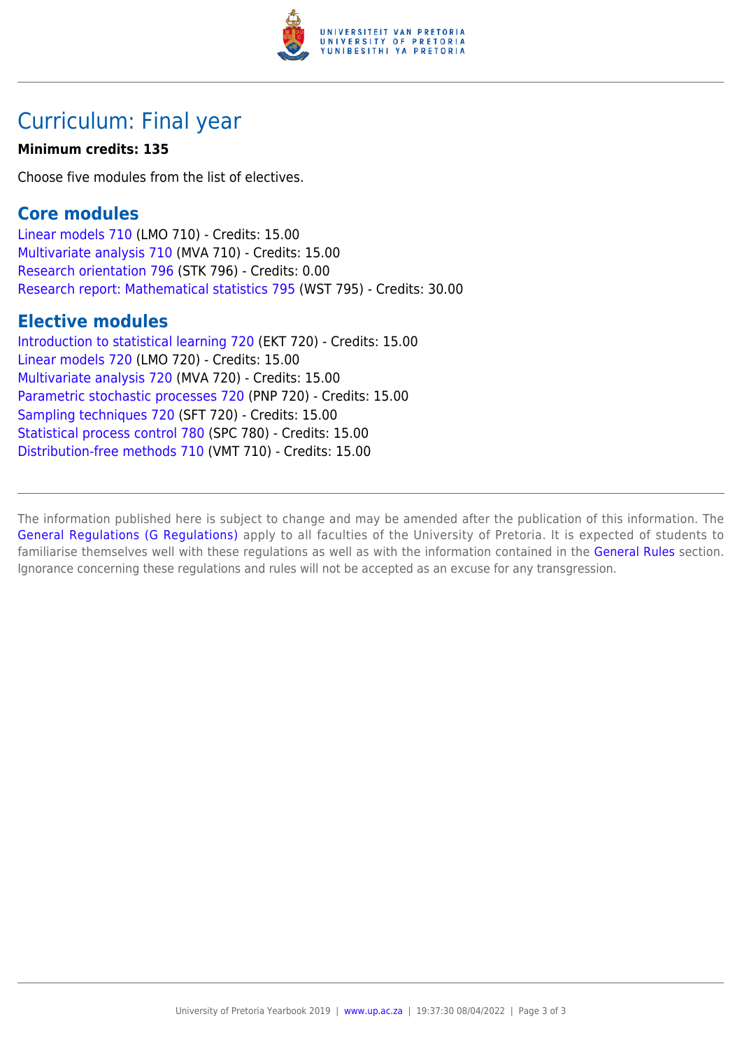## Curriculum: Final year

**Minimum credits: 135**

Choose five modules from the list of electives.

### Core modules

Linear models 710 (LMO 710) - Credits: 15.00
Multivariate analysis 710 (MVA 710) - Credits: 15.00
Research orientation 796 (STK 796) - Credits: 0.00
Research report: Mathematical statistics 795 (WST 795) - Credits: 30.00

### Elective modules

Introduction to statistical learning 720 (EKT 720) - Credits: 15.00
Linear models 720 (LMO 720) - Credits: 15.00
Multivariate analysis 720 (MVA 720) - Credits: 15.00
Parametric stochastic processes 720 (PNP 720) - Credits: 15.00
Sampling techniques 720 (SFT 720) - Credits: 15.00
Statistical process control 780 (SPC 780) - Credits: 15.00
Distribution-free methods 710 (VMT 710) - Credits: 15.00

---

The information published here is subject to change and may be amended after the publication of this information. The General Regulations (G Regulations) apply to all faculties of the University of Pretoria. It is expected of students to familiarise themselves well with these regulations as well as with the information contained in the General Rules section. Ignorance concerning these regulations and rules will not be accepted as an excuse for any transgression.